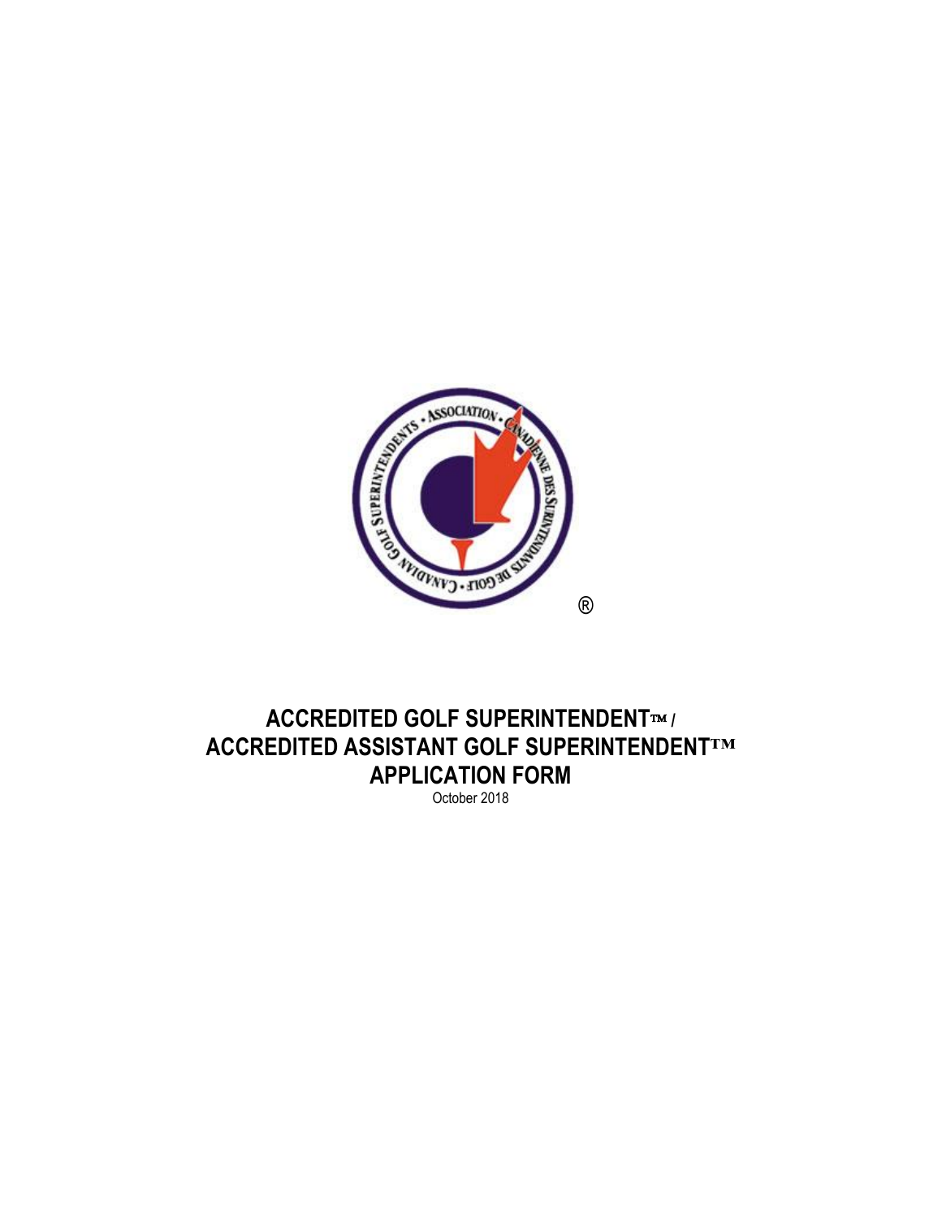# ACCREDITED GOLF SUPERINTENDENT™ / ACCREDITED ASSISTANT GOLF SUPERINTENDENT™ APPLICATION FORM

October 2018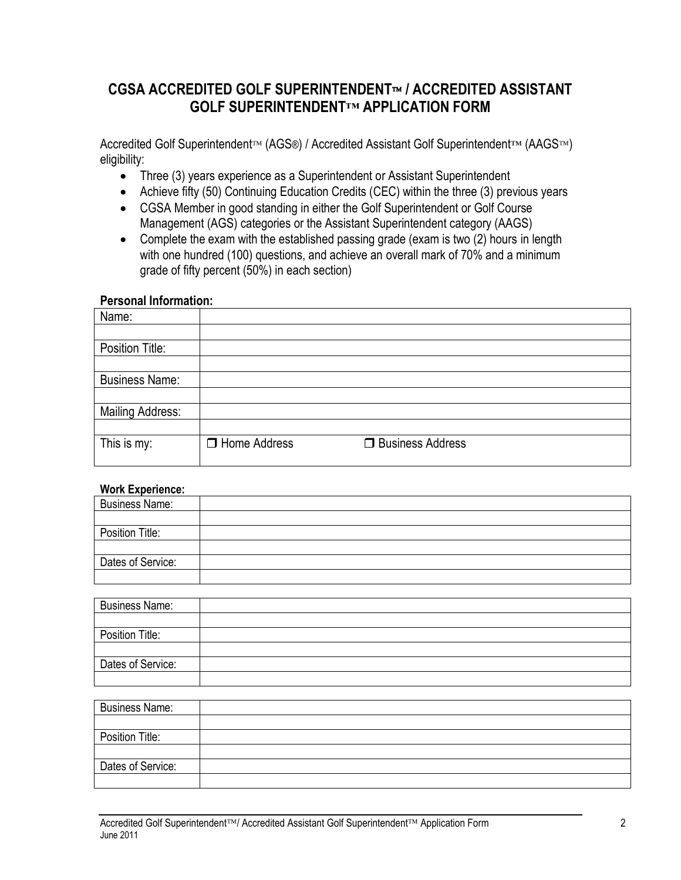## CGSA ACCREDITED GOLF SUPERINTENDENT™ / ACCREDITED ASSISTANT GOLF SUPERINTENDENT™ APPLICATION FORM

Accredited Golf Superintendent™ (AGS®) / Accredited Assistant Golf Superintendent™ (AAGS™) eligibility:

- Three (3) years experience as a Superintendent or Assistant Superintendent
- Achieve fifty (50) Continuing Education Credits (CEC) within the three (3) previous years
- CGSA Member in good standing in either the Golf Superintendent or Golf Course Management (AGS) categories or the Assistant Superintendent category (AAGS)
- Complete the exam with the established passing grade (exam is two (2) hours in length with one hundred (100) questions, and achieve an overall mark of 70% and a minimum grade of fifty percent (50%) in each section)

**Personal Information:**

| | |
|---|---|
| Name: | |
| | |
| Position Title: | |
| | |
| Business Name: | |
| | |
| Mailing Address: | |
| | |
| This is my: | ❐ Home Address ❐ Business Address |

**Work Experience:**

| | |
|---|---|
| Business Name: | |
| | |
| Position Title: | |
| | |
| Dates of Service: | |
| | |

| | |
|---|---|
| Business Name: | |
| | |
| Position Title: | |
| | |
| Dates of Service: | |
| | |

| | |
|---|---|
| Business Name: | |
| | |
| Position Title: | |
| | |
| Dates of Service: | |
| | |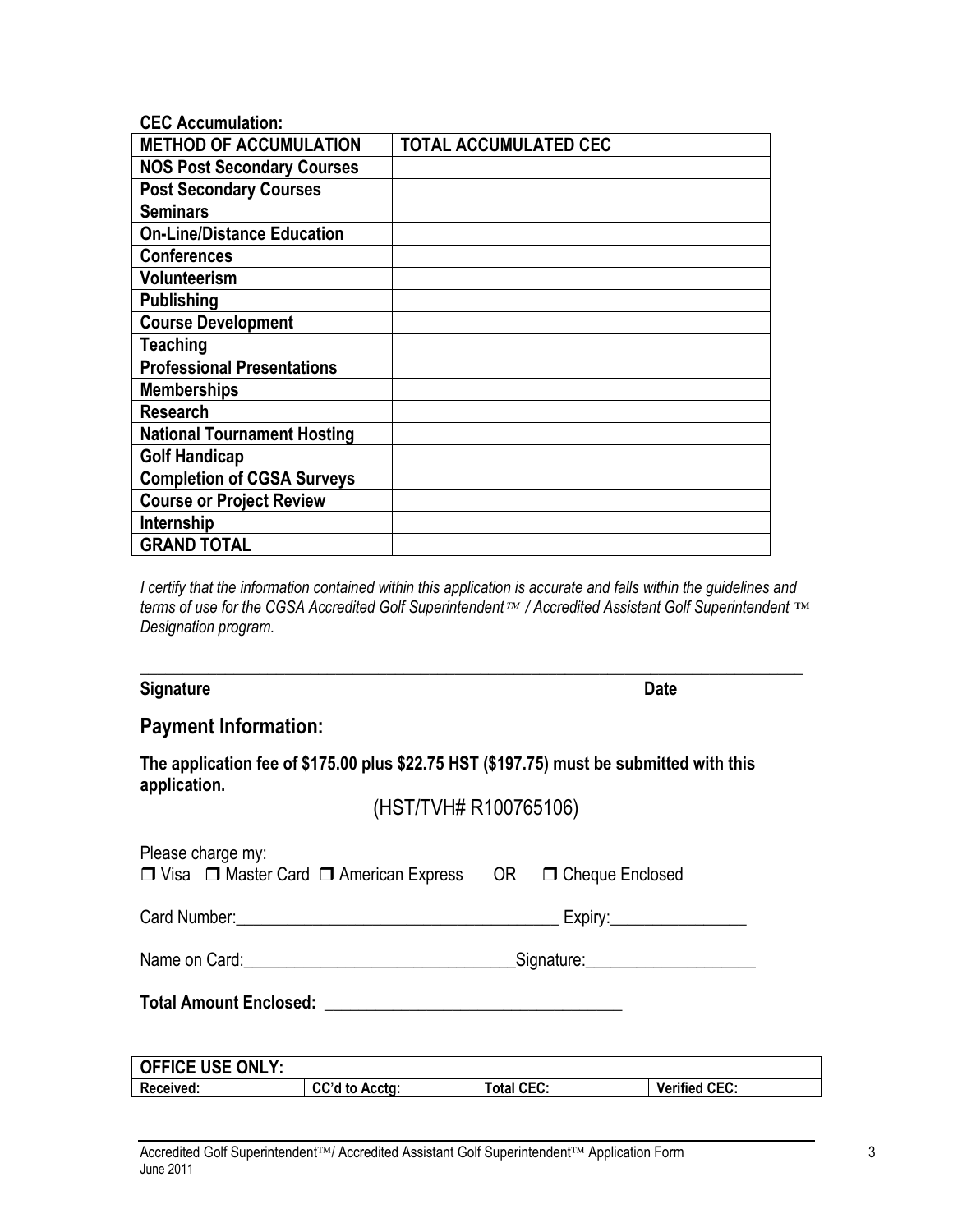**CEC Accumulation:**

| METHOD OF ACCUMULATION | TOTAL ACCUMULATED CEC |
|---|---|
| **NOS Post Secondary Courses** | |
| **Post Secondary Courses** | |
| **Seminars** | |
| **On-Line/Distance Education** | |
| **Conferences** | |
| **Volunteerism** | |
| **Publishing** | |
| **Course Development** | |
| **Teaching** | |
| **Professional Presentations** | |
| **Memberships** | |
| **Research** | |
| **National Tournament Hosting** | |
| **Golf Handicap** | |
| **Completion of CGSA Surveys** | |
| **Course or Project Review** | |
| **Internship** | |
| **GRAND TOTAL** | |

*I certify that the information contained within this application is accurate and falls within the guidelines and terms of use for the CGSA Accredited Golf Superintendent™ / Accredited Assistant Golf Superintendent ™ Designation program.*

\_\_\_\_\_\_\_\_\_\_\_\_\_\_\_\_\_\_\_\_\_\_\_\_\_\_\_\_\_\_\_\_\_\_\_\_\_\_\_\_\_\_\_\_\_\_\_\_\_\_\_\_\_\_\_\_\_\_\_\_\_\_\_\_\_\_\_\_\_\_

**Signature** **Date**

## Payment Information:

**The application fee of $175.00 plus $22.75 HST ($197.75) must be submitted with this application.**

(HST/TVH# R100765106)

Please charge my:
❒ Visa ❒ Master Card ❒ American Express OR ❒ Cheque Enclosed

Card Number:\_\_\_\_\_\_\_\_\_\_\_\_\_\_\_\_\_\_\_\_\_\_\_\_\_\_\_\_\_\_\_\_\_\_\_\_\_\_ Expiry:\_\_\_\_\_\_\_\_\_\_\_\_\_\_\_\_

Name on Card:\_\_\_\_\_\_\_\_\_\_\_\_\_\_\_\_\_\_\_\_\_\_\_\_\_\_\_\_\_\_\_\_Signature:\_\_\_\_\_\_\_\_\_\_\_\_\_\_\_\_\_\_\_\_

**Total Amount Enclosed:** \_\_\_\_\_\_\_\_\_\_\_\_\_\_\_\_\_\_\_\_\_\_\_\_\_\_\_\_\_\_\_\_\_\_

| OFFICE USE ONLY: | | | |
|---|---|---|---|
| **Received:** | **CC'd to Acctg:** | **Total CEC:** | **Verified CEC:** |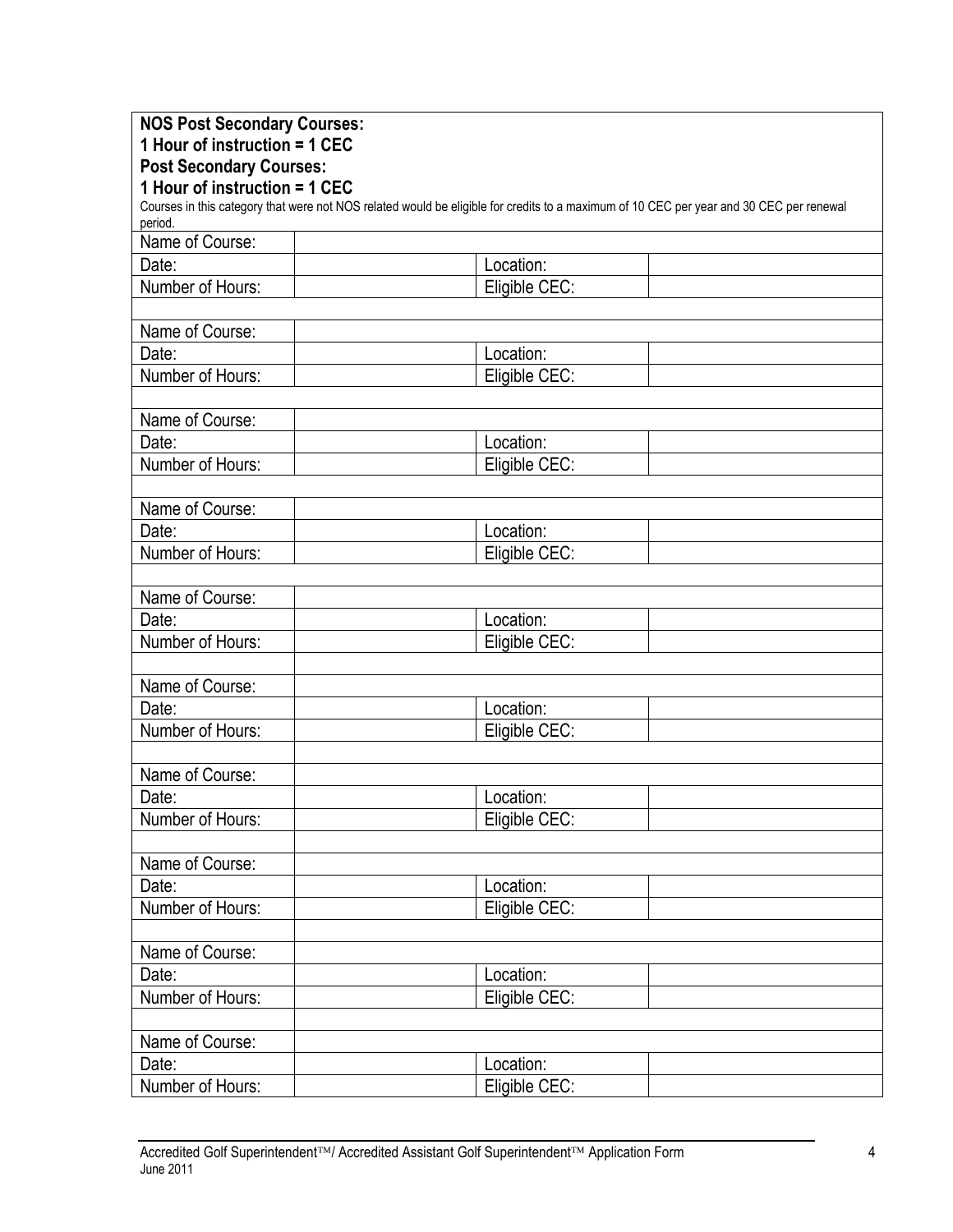**NOS Post Secondary Courses:**
**1 Hour of instruction = 1 CEC**
**Post Secondary Courses:**
**1 Hour of instruction = 1 CEC**

Courses in this category that were not NOS related would be eligible for credits to a maximum of 10 CEC per year and 30 CEC per renewal period.

| Name of Course: | | | |
|---|---|---|---|
| Date: | | Location: | |
| Number of Hours: | | Eligible CEC: | |
| | | | |
| Name of Course: | | | |
| Date: | | Location: | |
| Number of Hours: | | Eligible CEC: | |
| | | | |
| Name of Course: | | | |
| Date: | | Location: | |
| Number of Hours: | | Eligible CEC: | |
| | | | |
| Name of Course: | | | |
| Date: | | Location: | |
| Number of Hours: | | Eligible CEC: | |
| | | | |
| Name of Course: | | | |
| Date: | | Location: | |
| Number of Hours: | | Eligible CEC: | |
| | | | |
| Name of Course: | | | |
| Date: | | Location: | |
| Number of Hours: | | Eligible CEC: | |
| | | | |
| Name of Course: | | | |
| Date: | | Location: | |
| Number of Hours: | | Eligible CEC: | |
| | | | |
| Name of Course: | | | |
| Date: | | Location: | |
| Number of Hours: | | Eligible CEC: | |
| | | | |
| Name of Course: | | | |
| Date: | | Location: | |
| Number of Hours: | | Eligible CEC: | |
| | | | |
| Name of Course: | | | |
| Date: | | Location: | |
| Number of Hours: | | Eligible CEC: | |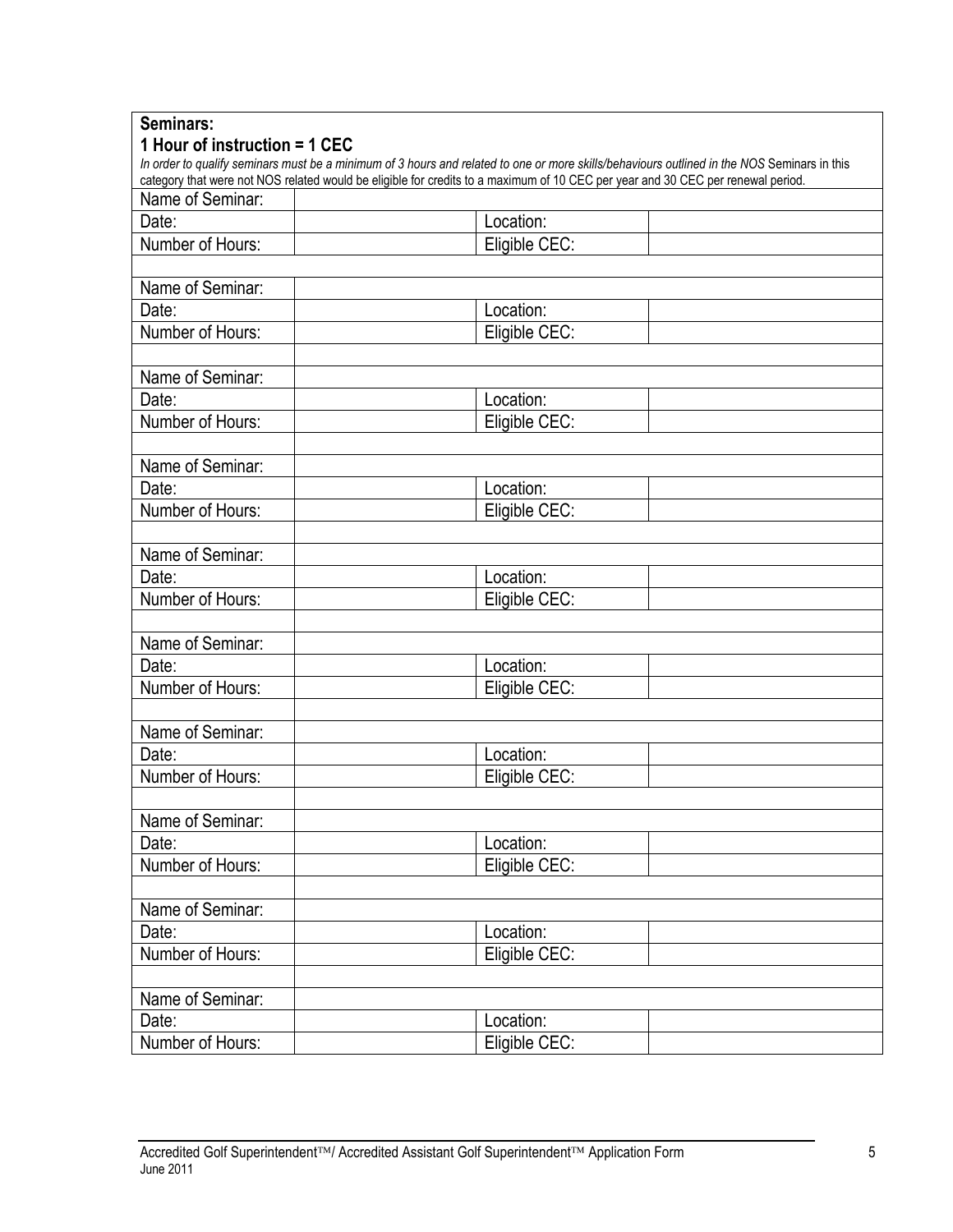**Seminars:**

**1 Hour of instruction = 1 CEC**

*In order to qualify seminars must be a minimum of 3 hours and related to one or more skills/behaviours outlined in the NOS* Seminars in this category that were not NOS related would be eligible for credits to a maximum of 10 CEC per year and 30 CEC per renewal period.

| | | | |
|---|---|---|---|
| Name of Seminar: | | | |
| Date: | | Location: | |
| Number of Hours: | | Eligible CEC: | |
| | | | |
| Name of Seminar: | | | |
| Date: | | Location: | |
| Number of Hours: | | Eligible CEC: | |
| | | | |
| Name of Seminar: | | | |
| Date: | | Location: | |
| Number of Hours: | | Eligible CEC: | |
| | | | |
| Name of Seminar: | | | |
| Date: | | Location: | |
| Number of Hours: | | Eligible CEC: | |
| | | | |
| Name of Seminar: | | | |
| Date: | | Location: | |
| Number of Hours: | | Eligible CEC: | |
| | | | |
| Name of Seminar: | | | |
| Date: | | Location: | |
| Number of Hours: | | Eligible CEC: | |
| | | | |
| Name of Seminar: | | | |
| Date: | | Location: | |
| Number of Hours: | | Eligible CEC: | |
| | | | |
| Name of Seminar: | | | |
| Date: | | Location: | |
| Number of Hours: | | Eligible CEC: | |
| | | | |
| Name of Seminar: | | | |
| Date: | | Location: | |
| Number of Hours: | | Eligible CEC: | |
| | | | |
| Name of Seminar: | | | |
| Date: | | Location: | |
| Number of Hours: | | Eligible CEC: | |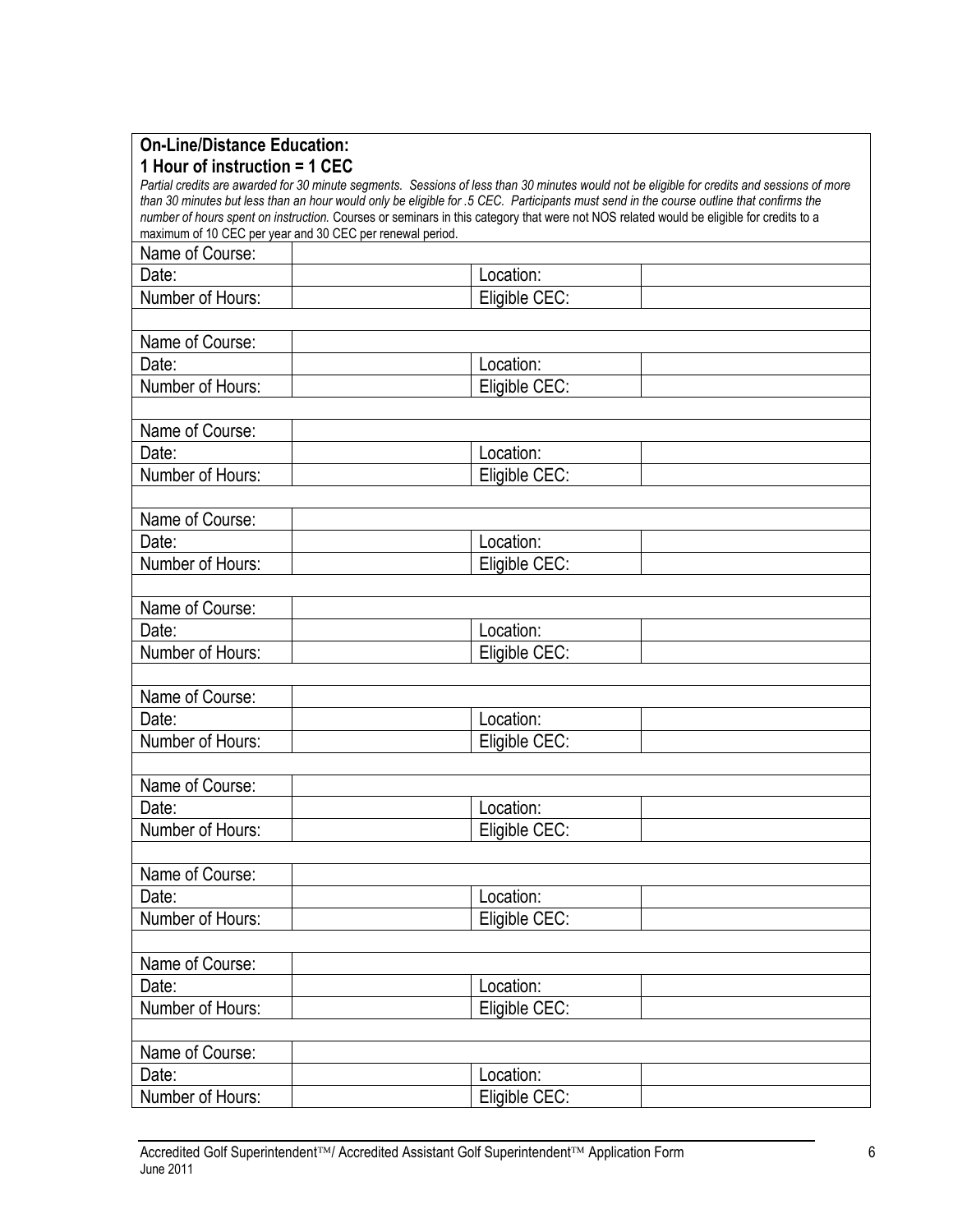**On-Line/Distance Education:**
**1 Hour of instruction = 1 CEC**

*Partial credits are awarded for 30 minute segments. Sessions of less than 30 minutes would not be eligible for credits and sessions of more than 30 minutes but less than an hour would only be eligible for .5 CEC. Participants must send in the course outline that confirms the number of hours spent on instruction.* Courses or seminars in this category that were not NOS related would be eligible for credits to a maximum of 10 CEC per year and 30 CEC per renewal period.

| | | | |
|---|---|---|---|
| Name of Course: | | | |
| Date: | | Location: | |
| Number of Hours: | | Eligible CEC: | |
| | | | |
| Name of Course: | | | |
| Date: | | Location: | |
| Number of Hours: | | Eligible CEC: | |
| | | | |
| Name of Course: | | | |
| Date: | | Location: | |
| Number of Hours: | | Eligible CEC: | |
| | | | |
| Name of Course: | | | |
| Date: | | Location: | |
| Number of Hours: | | Eligible CEC: | |
| | | | |
| Name of Course: | | | |
| Date: | | Location: | |
| Number of Hours: | | Eligible CEC: | |
| | | | |
| Name of Course: | | | |
| Date: | | Location: | |
| Number of Hours: | | Eligible CEC: | |
| | | | |
| Name of Course: | | | |
| Date: | | Location: | |
| Number of Hours: | | Eligible CEC: | |
| | | | |
| Name of Course: | | | |
| Date: | | Location: | |
| Number of Hours: | | Eligible CEC: | |
| | | | |
| Name of Course: | | | |
| Date: | | Location: | |
| Number of Hours: | | Eligible CEC: | |
| | | | |
| Name of Course: | | | |
| Date: | | Location: | |
| Number of Hours: | | Eligible CEC: | |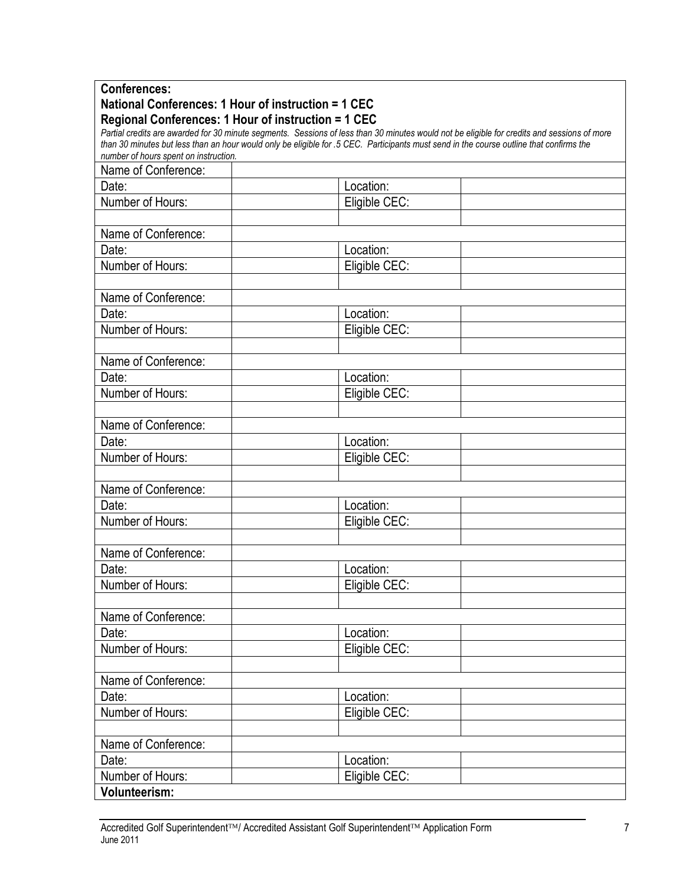**Conferences:**
**National Conferences: 1 Hour of instruction = 1 CEC**
**Regional Conferences: 1 Hour of instruction = 1 CEC**

*Partial credits are awarded for 30 minute segments. Sessions of less than 30 minutes would not be eligible for credits and sessions of more than 30 minutes but less than an hour would only be eligible for .5 CEC. Participants must send in the course outline that confirms the number of hours spent on instruction.*

| Name of Conference: | | | |
|---|---|---|---|
| Date: | | Location: | |
| Number of Hours: | | Eligible CEC: | |
| | | | |
| Name of Conference: | | | |
| Date: | | Location: | |
| Number of Hours: | | Eligible CEC: | |
| | | | |
| Name of Conference: | | | |
| Date: | | Location: | |
| Number of Hours: | | Eligible CEC: | |
| | | | |
| Name of Conference: | | | |
| Date: | | Location: | |
| Number of Hours: | | Eligible CEC: | |
| | | | |
| Name of Conference: | | | |
| Date: | | Location: | |
| Number of Hours: | | Eligible CEC: | |
| | | | |
| Name of Conference: | | | |
| Date: | | Location: | |
| Number of Hours: | | Eligible CEC: | |
| | | | |
| Name of Conference: | | | |
| Date: | | Location: | |
| Number of Hours: | | Eligible CEC: | |
| | | | |
| Name of Conference: | | | |
| Date: | | Location: | |
| Number of Hours: | | Eligible CEC: | |
| | | | |
| Name of Conference: | | | |
| Date: | | Location: | |
| Number of Hours: | | Eligible CEC: | |
| | | | |
| Name of Conference: | | | |
| Date: | | Location: | |
| Number of Hours: | | Eligible CEC: | |

**Volunteerism:**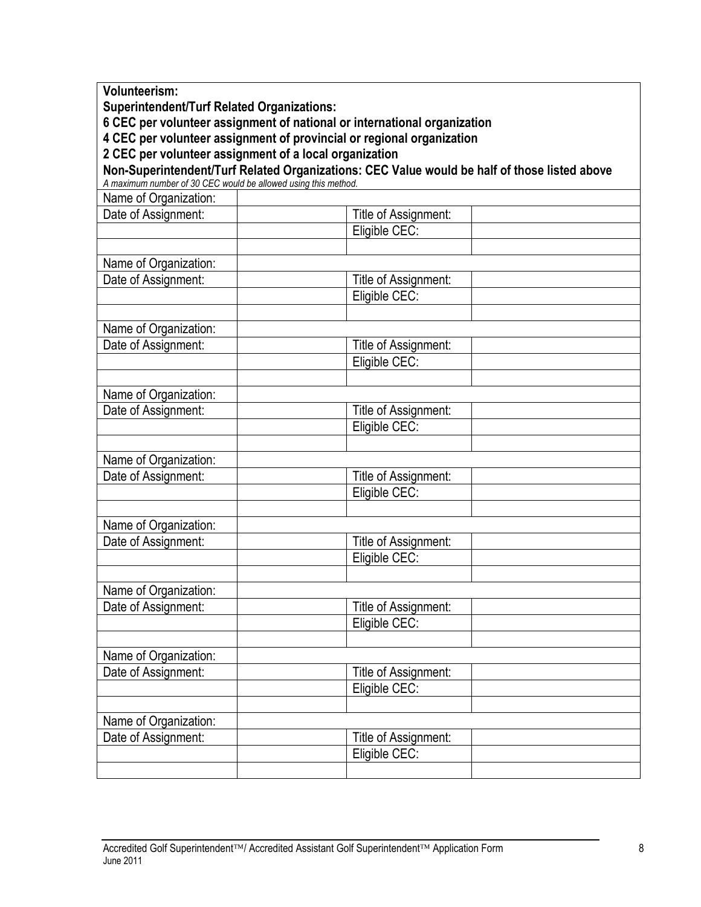**Volunteerism:**
**Superintendent/Turf Related Organizations:**
**6 CEC per volunteer assignment of national or international organization**
**4 CEC per volunteer assignment of provincial or regional organization**
**2 CEC per volunteer assignment of a local organization**
**Non-Superintendent/Turf Related Organizations: CEC Value would be half of those listed above**
*A maximum number of 30 CEC would be allowed using this method.*

| Name of Organization: | | | |
|---|---|---|---|
| Date of Assignment: | | Title of Assignment: | |
| | | Eligible CEC: | |
| | | | |
| Name of Organization: | | | |
| Date of Assignment: | | Title of Assignment: | |
| | | Eligible CEC: | |
| | | | |
| Name of Organization: | | | |
| Date of Assignment: | | Title of Assignment: | |
| | | Eligible CEC: | |
| | | | |
| Name of Organization: | | | |
| Date of Assignment: | | Title of Assignment: | |
| | | Eligible CEC: | |
| | | | |
| Name of Organization: | | | |
| Date of Assignment: | | Title of Assignment: | |
| | | Eligible CEC: | |
| | | | |
| Name of Organization: | | | |
| Date of Assignment: | | Title of Assignment: | |
| | | Eligible CEC: | |
| | | | |
| Name of Organization: | | | |
| Date of Assignment: | | Title of Assignment: | |
| | | Eligible CEC: | |
| | | | |
| Name of Organization: | | | |
| Date of Assignment: | | Title of Assignment: | |
| | | Eligible CEC: | |
| | | | |
| Name of Organization: | | | |
| Date of Assignment: | | Title of Assignment: | |
| | | Eligible CEC: | |
| | | | |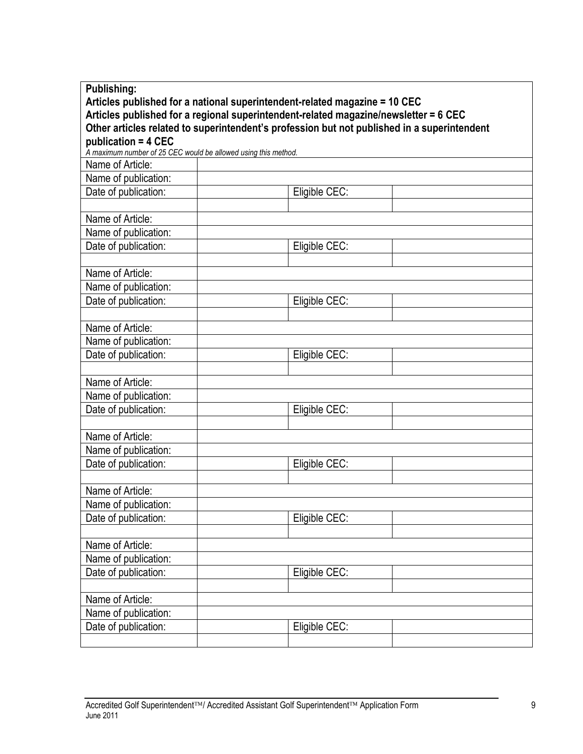**Publishing:**
**Articles published for a national superintendent-related magazine = 10 CEC**
**Articles published for a regional superintendent-related magazine/newsletter = 6 CEC**
**Other articles related to superintendent's profession but not published in a superintendent publication = 4 CEC**

*A maximum number of 25 CEC would be allowed using this method.*

| | | | |
|---|---|---|---|
| Name of Article: | | | |
| Name of publication: | | | |
| Date of publication: | | Eligible CEC: | |
| | | | |
| Name of Article: | | | |
| Name of publication: | | | |
| Date of publication: | | Eligible CEC: | |
| | | | |
| Name of Article: | | | |
| Name of publication: | | | |
| Date of publication: | | Eligible CEC: | |
| | | | |
| Name of Article: | | | |
| Name of publication: | | | |
| Date of publication: | | Eligible CEC: | |
| | | | |
| Name of Article: | | | |
| Name of publication: | | | |
| Date of publication: | | Eligible CEC: | |
| | | | |
| Name of Article: | | | |
| Name of publication: | | | |
| Date of publication: | | Eligible CEC: | |
| | | | |
| Name of Article: | | | |
| Name of publication: | | | |
| Date of publication: | | Eligible CEC: | |
| | | | |
| Name of Article: | | | |
| Name of publication: | | | |
| Date of publication: | | Eligible CEC: | |
| | | | |
| Name of Article: | | | |
| Name of publication: | | | |
| Date of publication: | | Eligible CEC: | |
| | | | |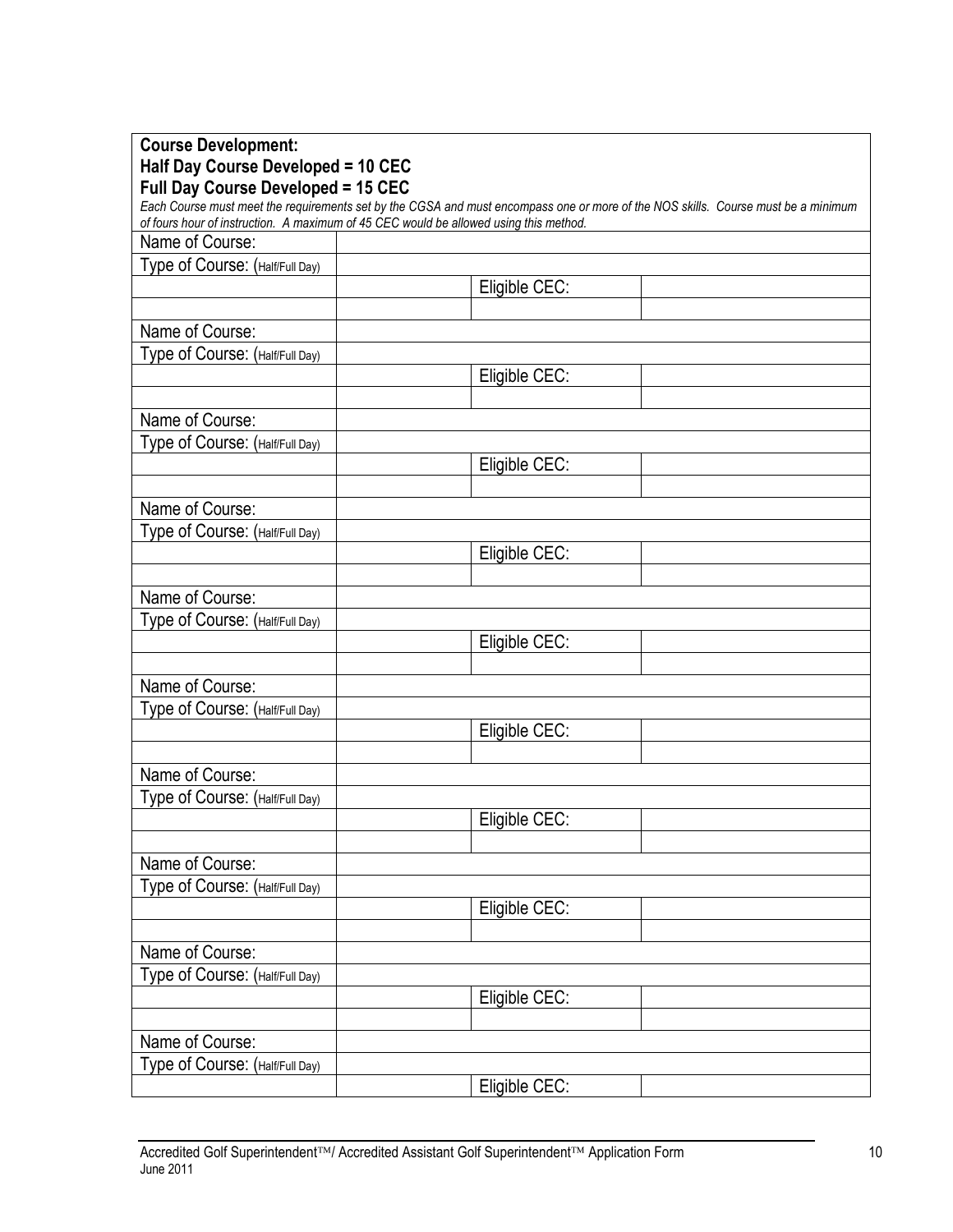**Course Development:**
**Half Day Course Developed = 10 CEC**
**Full Day Course Developed = 15 CEC**

*Each Course must meet the requirements set by the CGSA and must encompass one or more of the NOS skills. Course must be a minimum of fours hour of instruction. A maximum of 45 CEC would be allowed using this method.*

| | | | |
|---|---|---|---|
| Name of Course: | | | |
| Type of Course: (Half/Full Day) | | | |
| | | Eligible CEC: | |
| | | | |
| Name of Course: | | | |
| Type of Course: (Half/Full Day) | | | |
| | | Eligible CEC: | |
| | | | |
| Name of Course: | | | |
| Type of Course: (Half/Full Day) | | | |
| | | Eligible CEC: | |
| | | | |
| Name of Course: | | | |
| Type of Course: (Half/Full Day) | | | |
| | | Eligible CEC: | |
| | | | |
| Name of Course: | | | |
| Type of Course: (Half/Full Day) | | | |
| | | Eligible CEC: | |
| | | | |
| Name of Course: | | | |
| Type of Course: (Half/Full Day) | | | |
| | | Eligible CEC: | |
| | | | |
| Name of Course: | | | |
| Type of Course: (Half/Full Day) | | | |
| | | Eligible CEC: | |
| | | | |
| Name of Course: | | | |
| Type of Course: (Half/Full Day) | | | |
| | | Eligible CEC: | |
| | | | |
| Name of Course: | | | |
| Type of Course: (Half/Full Day) | | | |
| | | Eligible CEC: | |
| | | | |
| Name of Course: | | | |
| Type of Course: (Half/Full Day) | | | |
| | | Eligible CEC: | |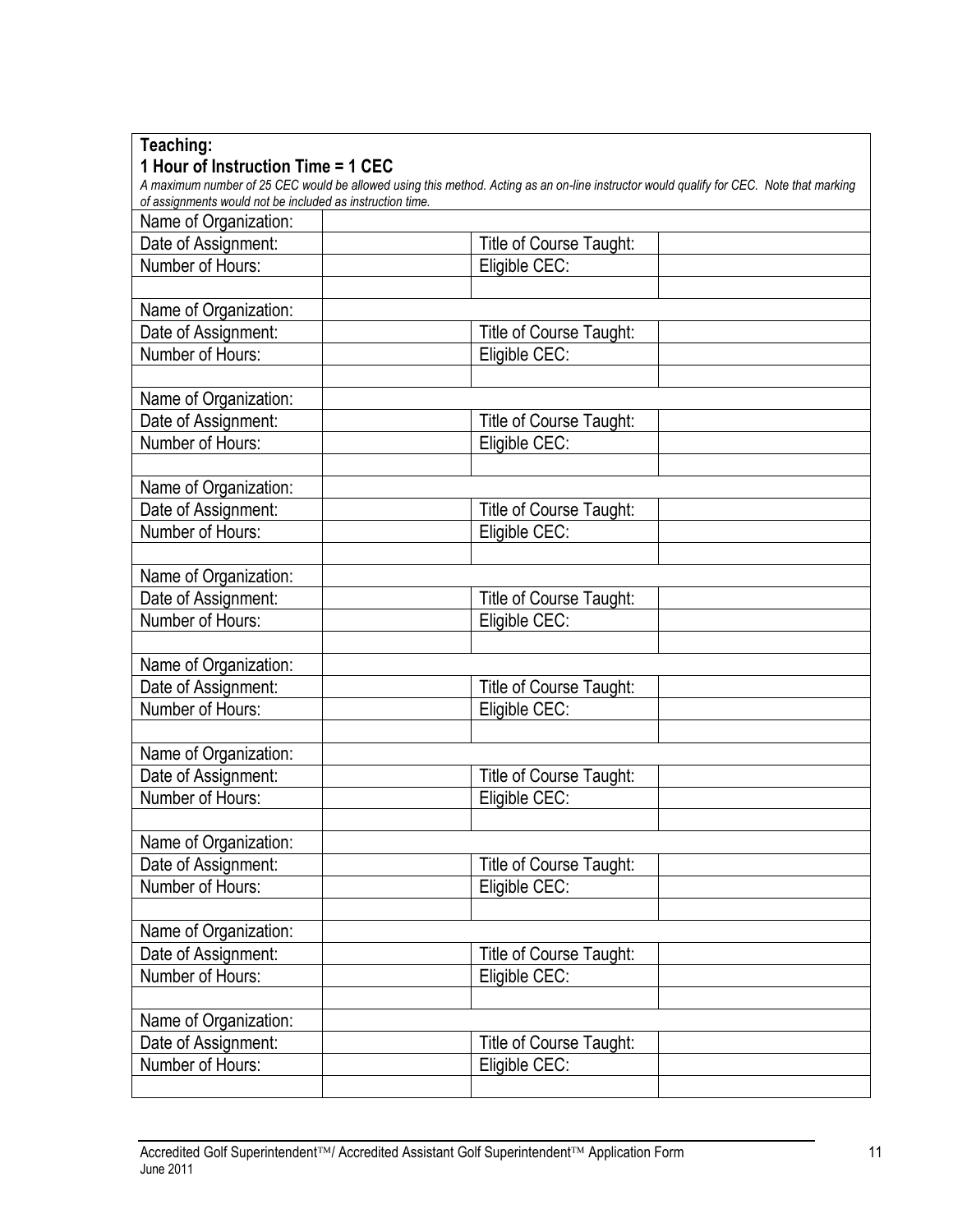**Teaching:**
**1 Hour of Instruction Time = 1 CEC**

*A maximum number of 25 CEC would be allowed using this method. Acting as an on-line instructor would qualify for CEC. Note that marking of assignments would not be included as instruction time.*

| | | | |
|---|---|---|---|
| Name of Organization: | | | |
| Date of Assignment: | | Title of Course Taught: | |
| Number of Hours: | | Eligible CEC: | |
| | | | |
| Name of Organization: | | | |
| Date of Assignment: | | Title of Course Taught: | |
| Number of Hours: | | Eligible CEC: | |
| | | | |
| Name of Organization: | | | |
| Date of Assignment: | | Title of Course Taught: | |
| Number of Hours: | | Eligible CEC: | |
| | | | |
| Name of Organization: | | | |
| Date of Assignment: | | Title of Course Taught: | |
| Number of Hours: | | Eligible CEC: | |
| | | | |
| Name of Organization: | | | |
| Date of Assignment: | | Title of Course Taught: | |
| Number of Hours: | | Eligible CEC: | |
| | | | |
| Name of Organization: | | | |
| Date of Assignment: | | Title of Course Taught: | |
| Number of Hours: | | Eligible CEC: | |
| | | | |
| Name of Organization: | | | |
| Date of Assignment: | | Title of Course Taught: | |
| Number of Hours: | | Eligible CEC: | |
| | | | |
| Name of Organization: | | | |
| Date of Assignment: | | Title of Course Taught: | |
| Number of Hours: | | Eligible CEC: | |
| | | | |
| Name of Organization: | | | |
| Date of Assignment: | | Title of Course Taught: | |
| Number of Hours: | | Eligible CEC: | |
| | | | |
| Name of Organization: | | | |
| Date of Assignment: | | Title of Course Taught: | |
| Number of Hours: | | Eligible CEC: | |
| | | | |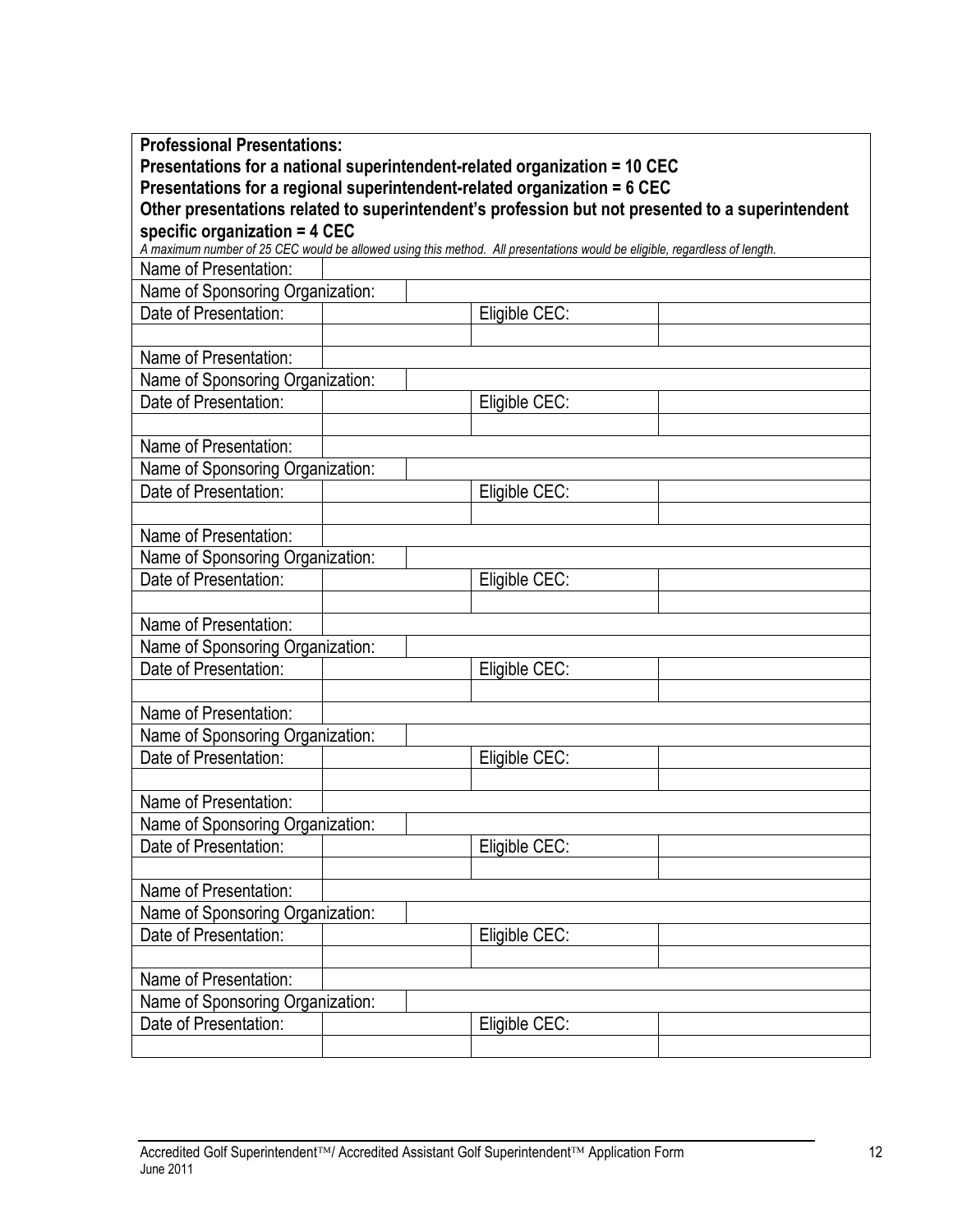**Professional Presentations:**
**Presentations for a national superintendent-related organization = 10 CEC**
**Presentations for a regional superintendent-related organization = 6 CEC**
**Other presentations related to superintendent's profession but not presented to a superintendent specific organization = 4 CEC**

*A maximum number of 25 CEC would be allowed using this method. All presentations would be eligible, regardless of length.*

| | | | |
|---|---|---|---|
| Name of Presentation: | | | |
| Name of Sponsoring Organization: | | | |
| Date of Presentation: | | Eligible CEC: | |
| | | | |
| Name of Presentation: | | | |
| Name of Sponsoring Organization: | | | |
| Date of Presentation: | | Eligible CEC: | |
| | | | |
| Name of Presentation: | | | |
| Name of Sponsoring Organization: | | | |
| Date of Presentation: | | Eligible CEC: | |
| | | | |
| Name of Presentation: | | | |
| Name of Sponsoring Organization: | | | |
| Date of Presentation: | | Eligible CEC: | |
| | | | |
| Name of Presentation: | | | |
| Name of Sponsoring Organization: | | | |
| Date of Presentation: | | Eligible CEC: | |
| | | | |
| Name of Presentation: | | | |
| Name of Sponsoring Organization: | | | |
| Date of Presentation: | | Eligible CEC: | |
| | | | |
| Name of Presentation: | | | |
| Name of Sponsoring Organization: | | | |
| Date of Presentation: | | Eligible CEC: | |
| | | | |
| Name of Presentation: | | | |
| Name of Sponsoring Organization: | | | |
| Date of Presentation: | | Eligible CEC: | |
| | | | |
| Name of Presentation: | | | |
| Name of Sponsoring Organization: | | | |
| Date of Presentation: | | Eligible CEC: | |
| | | | |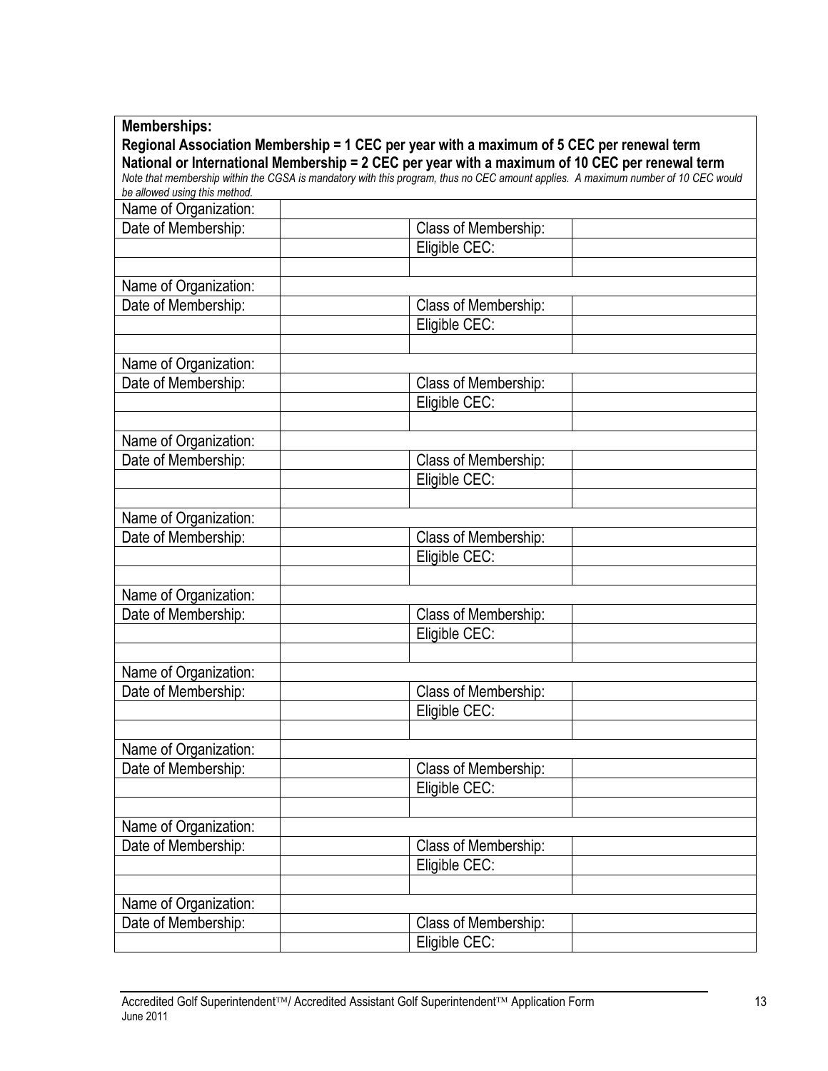**Memberships:**
**Regional Association Membership = 1 CEC per year with a maximum of 5 CEC per renewal term**
**National or International Membership = 2 CEC per year with a maximum of 10 CEC per renewal term**
*Note that membership within the CGSA is mandatory with this program, thus no CEC amount applies. A maximum number of 10 CEC would be allowed using this method.*

| | | | |
|---|---|---|---|
| Name of Organization: | | | |
| Date of Membership: | | Class of Membership: | |
| | | Eligible CEC: | |
| | | | |
| Name of Organization: | | | |
| Date of Membership: | | Class of Membership: | |
| | | Eligible CEC: | |
| | | | |
| Name of Organization: | | | |
| Date of Membership: | | Class of Membership: | |
| | | Eligible CEC: | |
| | | | |
| Name of Organization: | | | |
| Date of Membership: | | Class of Membership: | |
| | | Eligible CEC: | |
| | | | |
| Name of Organization: | | | |
| Date of Membership: | | Class of Membership: | |
| | | Eligible CEC: | |
| | | | |
| Name of Organization: | | | |
| Date of Membership: | | Class of Membership: | |
| | | Eligible CEC: | |
| | | | |
| Name of Organization: | | | |
| Date of Membership: | | Class of Membership: | |
| | | Eligible CEC: | |
| | | | |
| Name of Organization: | | | |
| Date of Membership: | | Class of Membership: | |
| | | Eligible CEC: | |
| | | | |
| Name of Organization: | | | |
| Date of Membership: | | Class of Membership: | |
| | | Eligible CEC: | |
| | | | |
| Name of Organization: | | | |
| Date of Membership: | | Class of Membership: | |
| | | Eligible CEC: | |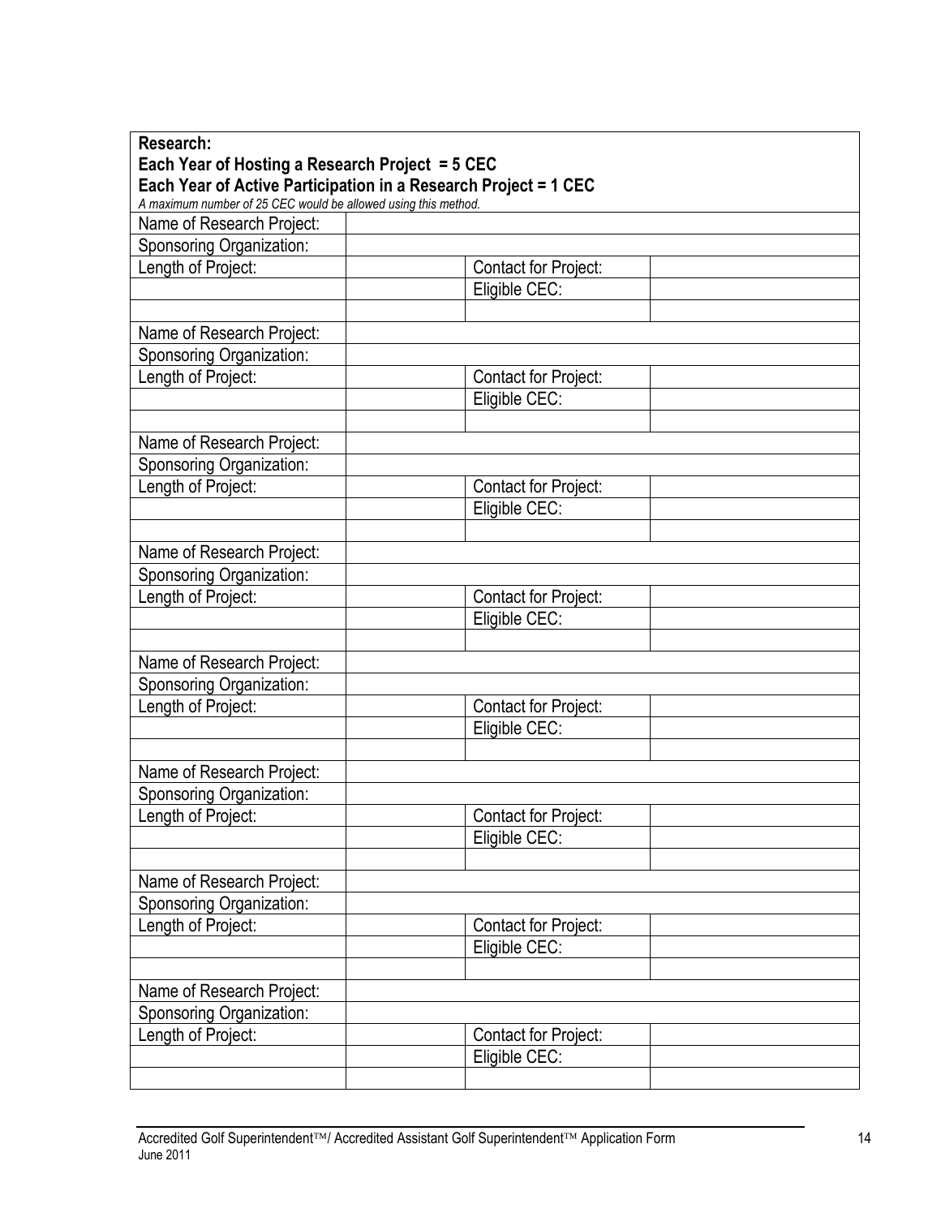**Research:**
**Each Year of Hosting a Research Project = 5 CEC**
**Each Year of Active Participation in a Research Project = 1 CEC**
*A maximum number of 25 CEC would be allowed using this method.*

| Name of Research Project: | | | |
|---|---|---|---|
| Sponsoring Organization: | | | |
| Length of Project: | | Contact for Project: | |
| | | Eligible CEC: | |
| | | | |
| Name of Research Project: | | | |
| Sponsoring Organization: | | | |
| Length of Project: | | Contact for Project: | |
| | | Eligible CEC: | |
| | | | |
| Name of Research Project: | | | |
| Sponsoring Organization: | | | |
| Length of Project: | | Contact for Project: | |
| | | Eligible CEC: | |
| | | | |
| Name of Research Project: | | | |
| Sponsoring Organization: | | | |
| Length of Project: | | Contact for Project: | |
| | | Eligible CEC: | |
| | | | |
| Name of Research Project: | | | |
| Sponsoring Organization: | | | |
| Length of Project: | | Contact for Project: | |
| | | Eligible CEC: | |
| | | | |
| Name of Research Project: | | | |
| Sponsoring Organization: | | | |
| Length of Project: | | Contact for Project: | |
| | | Eligible CEC: | |
| | | | |
| Name of Research Project: | | | |
| Sponsoring Organization: | | | |
| Length of Project: | | Contact for Project: | |
| | | Eligible CEC: | |
| | | | |
| Name of Research Project: | | | |
| Sponsoring Organization: | | | |
| Length of Project: | | Contact for Project: | |
| | | Eligible CEC: | |
| | | | |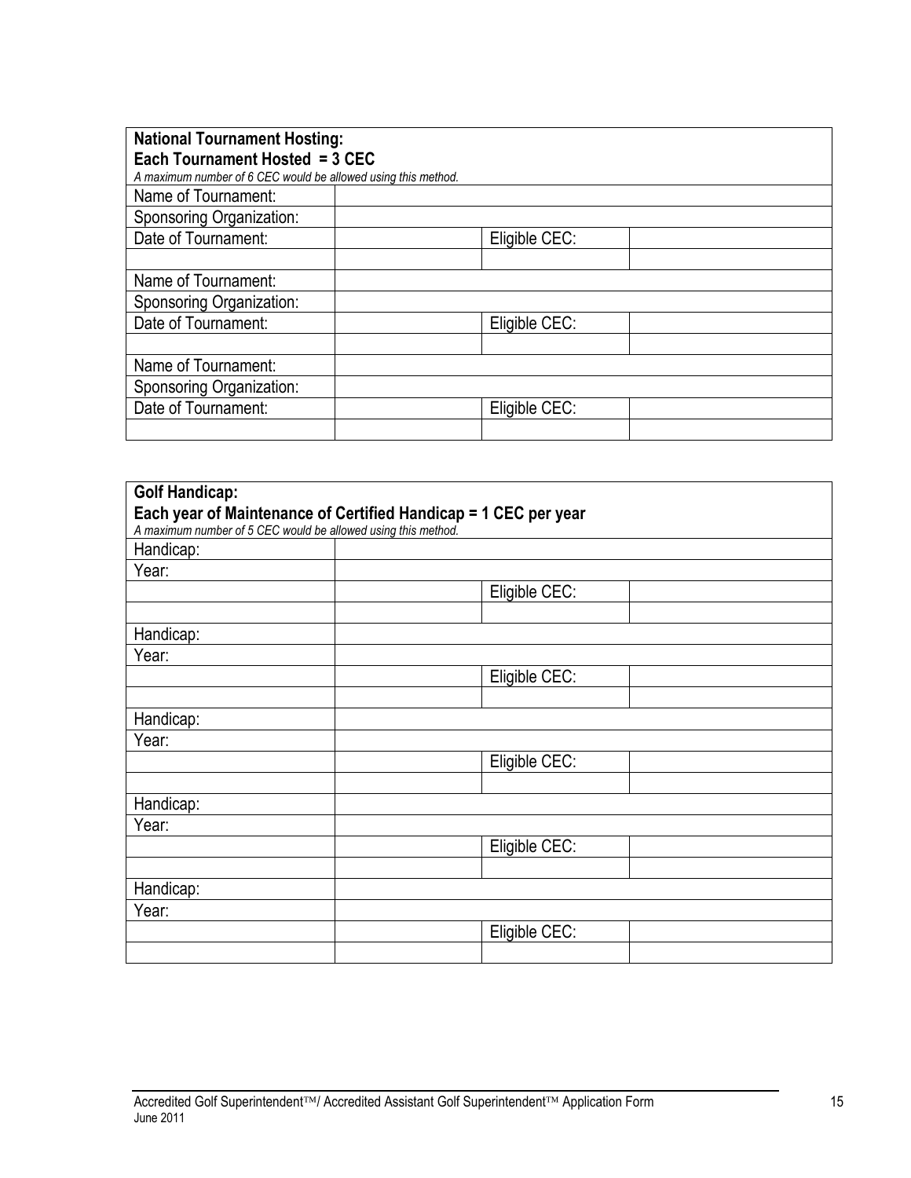| **National Tournament Hosting:**<br>**Each Tournament Hosted = 3 CEC**<br>*A maximum number of 6 CEC would be allowed using this method.* | | | |
|---|---|---|---|
| Name of Tournament: | | | |
| Sponsoring Organization: | | | |
| Date of Tournament: | | Eligible CEC: | |
| | | | |
| Name of Tournament: | | | |
| Sponsoring Organization: | | | |
| Date of Tournament: | | Eligible CEC: | |
| | | | |
| Name of Tournament: | | | |
| Sponsoring Organization: | | | |
| Date of Tournament: | | Eligible CEC: | |
| | | | |

| **Golf Handicap:**<br>**Each year of Maintenance of Certified Handicap = 1 CEC per year**<br>*A maximum number of 5 CEC would be allowed using this method.* | | | |
|---|---|---|---|
| Handicap: | | | |
| Year: | | | |
| | | Eligible CEC: | |
| | | | |
| Handicap: | | | |
| Year: | | | |
| | | Eligible CEC: | |
| | | | |
| Handicap: | | | |
| Year: | | | |
| | | Eligible CEC: | |
| | | | |
| Handicap: | | | |
| Year: | | | |
| | | Eligible CEC: | |
| | | | |
| Handicap: | | | |
| Year: | | | |
| | | Eligible CEC: | |
| | | | |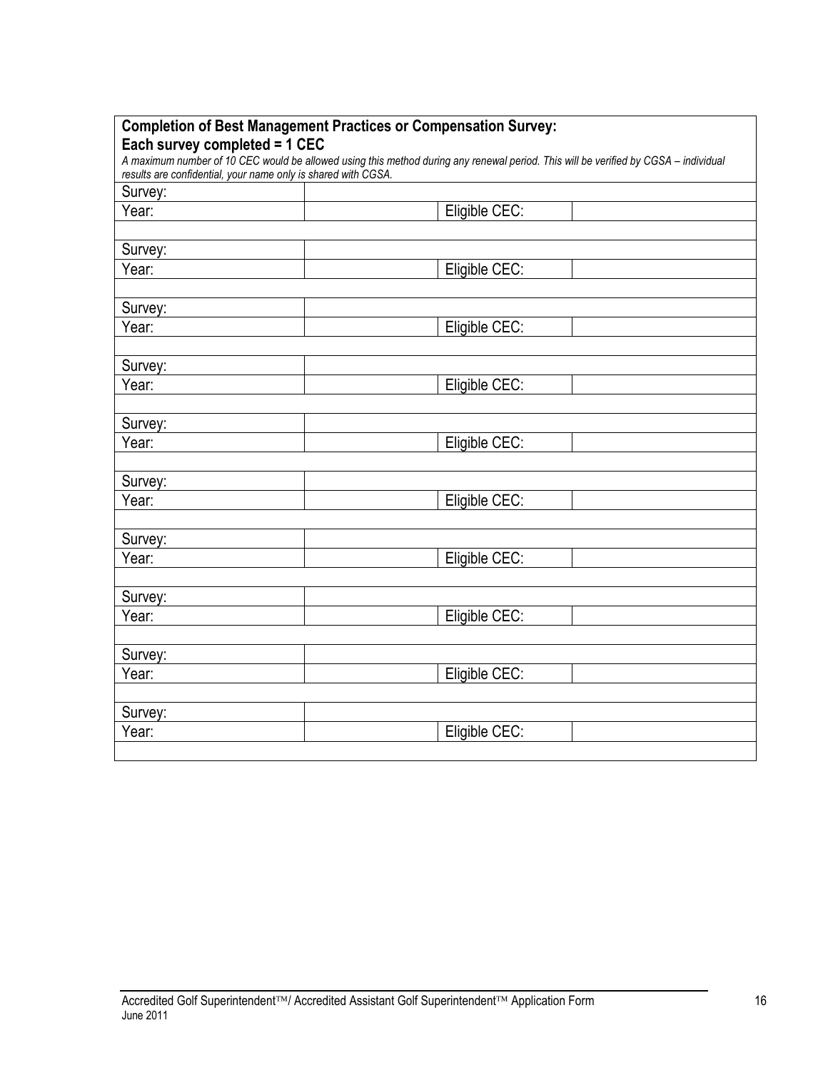**Completion of Best Management Practices or Compensation Survey:**
**Each survey completed = 1 CEC**

*A maximum number of 10 CEC would be allowed using this method during any renewal period. This will be verified by CGSA – individual results are confidential, your name only is shared with CGSA.*

| | | | |
|---|---|---|---|
| Survey: | | | |
| Year: | | Eligible CEC: | |
| | | | |
| Survey: | | | |
| Year: | | Eligible CEC: | |
| | | | |
| Survey: | | | |
| Year: | | Eligible CEC: | |
| | | | |
| Survey: | | | |
| Year: | | Eligible CEC: | |
| | | | |
| Survey: | | | |
| Year: | | Eligible CEC: | |
| | | | |
| Survey: | | | |
| Year: | | Eligible CEC: | |
| | | | |
| Survey: | | | |
| Year: | | Eligible CEC: | |
| | | | |
| Survey: | | | |
| Year: | | Eligible CEC: | |
| | | | |
| Survey: | | | |
| Year: | | Eligible CEC: | |
| | | | |
| Survey: | | | |
| Year: | | Eligible CEC: | |
| | | | |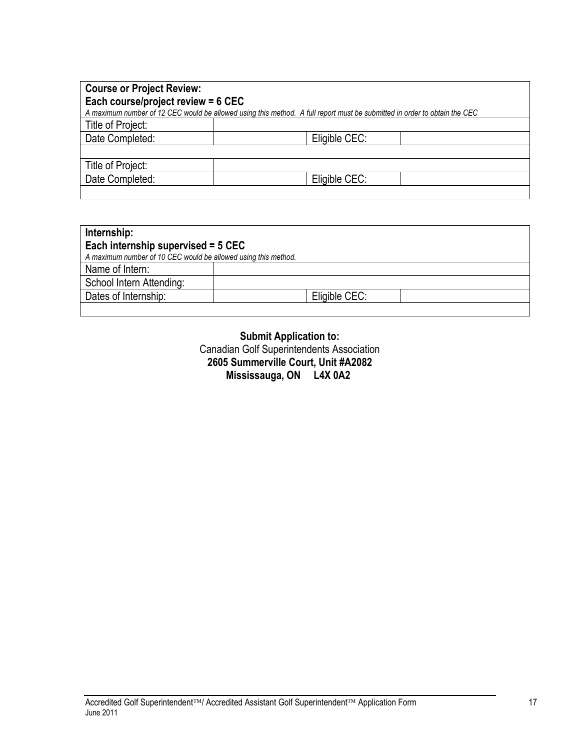| **Course or Project Review:**<br>**Each course/project review = 6 CEC**<br>*A maximum number of 12 CEC would be allowed using this method. A full report must be submitted in order to obtain the CEC* | | | |
|---|---|---|---|
| Title of Project: | | | |
| Date Completed: | | Eligible CEC: | |
| | | | |
| Title of Project: | | | |
| Date Completed: | | Eligible CEC: | |
| | | | |

| **Internship:**<br>**Each internship supervised = 5 CEC**<br>*A maximum number of 10 CEC would be allowed using this method.* | | | |
|---|---|---|---|
| Name of Intern: | | | |
| School Intern Attending: | | | |
| Dates of Internship: | | Eligible CEC: | |
| | | | |

**Submit Application to:**
Canadian Golf Superintendents Association
**2605 Summerville Court, Unit #A2082**
**Mississauga, ON L4X 0A2**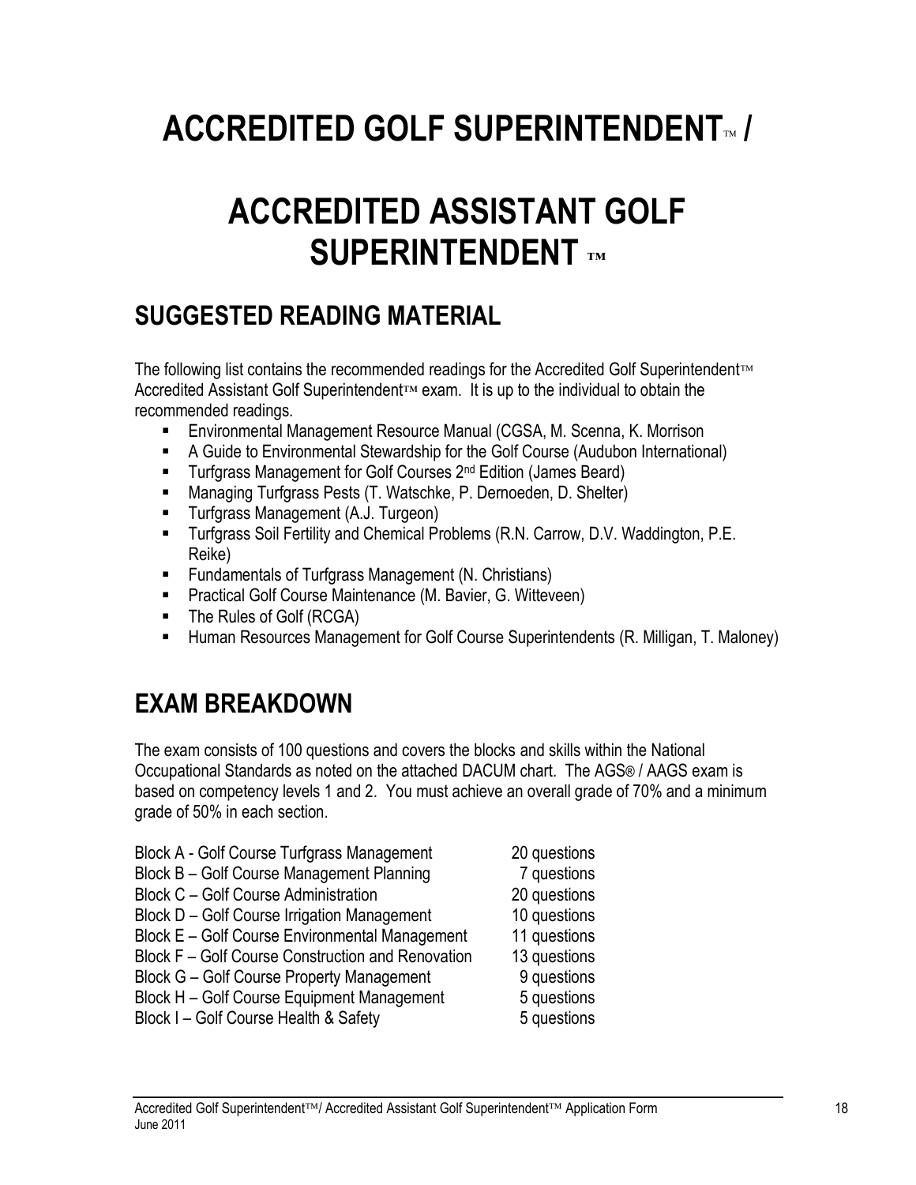# ACCREDITED GOLF SUPERINTENDENT™ /

# ACCREDITED ASSISTANT GOLF SUPERINTENDENT ™

## SUGGESTED READING MATERIAL

The following list contains the recommended readings for the Accredited Golf Superintendent™ Accredited Assistant Golf Superintendent™ exam. It is up to the individual to obtain the recommended readings.

- Environmental Management Resource Manual (CGSA, M. Scenna, K. Morrison
- A Guide to Environmental Stewardship for the Golf Course (Audubon International)
- Turfgrass Management for Golf Courses 2nd Edition (James Beard)
- Managing Turfgrass Pests (T. Watschke, P. Dernoeden, D. Shelter)
- Turfgrass Management (A.J. Turgeon)
- Turfgrass Soil Fertility and Chemical Problems (R.N. Carrow, D.V. Waddington, P.E. Reike)
- Fundamentals of Turfgrass Management (N. Christians)
- Practical Golf Course Maintenance (M. Bavier, G. Witteveen)
- The Rules of Golf (RCGA)
- Human Resources Management for Golf Course Superintendents (R. Milligan, T. Maloney)

## EXAM BREAKDOWN

The exam consists of 100 questions and covers the blocks and skills within the National Occupational Standards as noted on the attached DACUM chart. The AGS® / AAGS exam is based on competency levels 1 and 2. You must achieve an overall grade of 70% and a minimum grade of 50% in each section.

| | |
|---|---|
| Block A - Golf Course Turfgrass Management | 20 questions |
| Block B – Golf Course Management Planning | 7 questions |
| Block C – Golf Course Administration | 20 questions |
| Block D – Golf Course Irrigation Management | 10 questions |
| Block E – Golf Course Environmental Management | 11 questions |
| Block F – Golf Course Construction and Renovation | 13 questions |
| Block G – Golf Course Property Management | 9 questions |
| Block H – Golf Course Equipment Management | 5 questions |
| Block I – Golf Course Health & Safety | 5 questions |